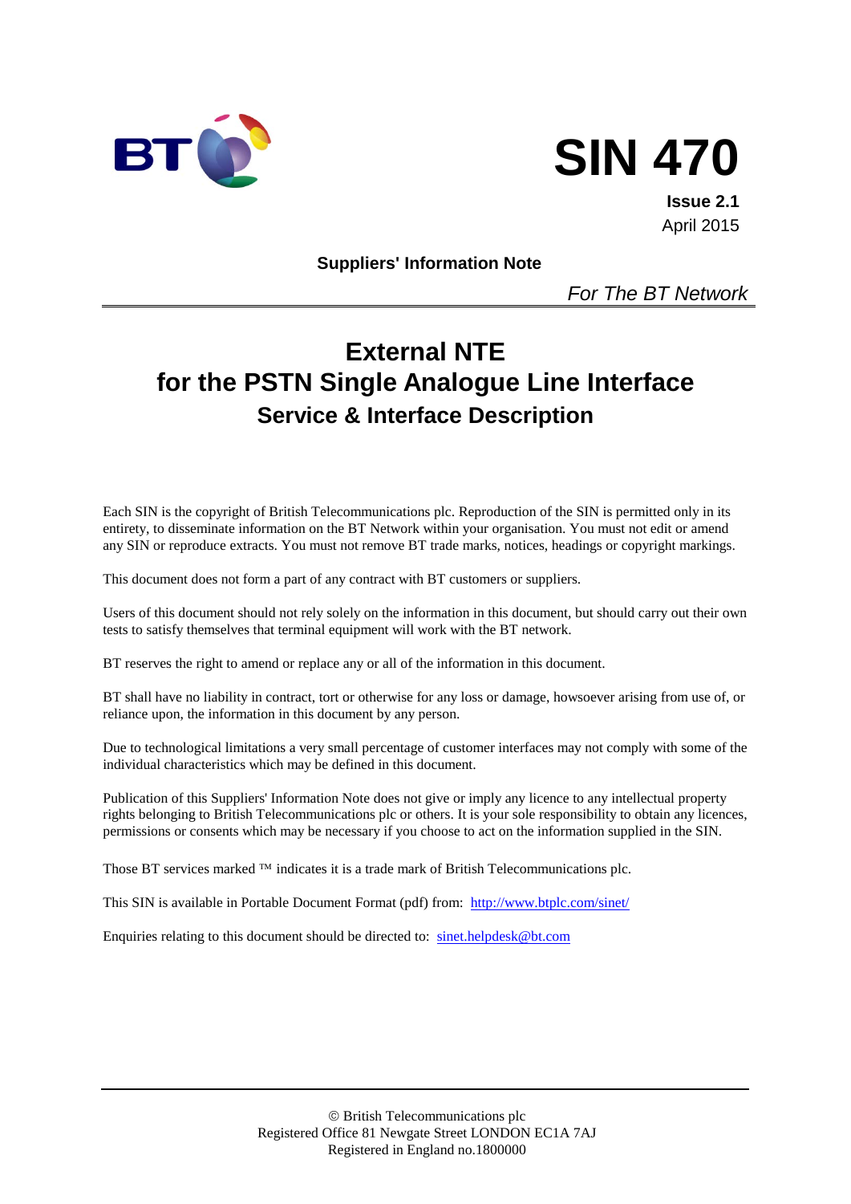BT

# SIN 470

**Issue 2.1**
April 2015

**Suppliers' Information Note**

*For The BT Network*

# External NTE for the PSTN Single Analogue Line Interface

## Service & Interface Description

Each SIN is the copyright of British Telecommunications plc. Reproduction of the SIN is permitted only in its entirety, to disseminate information on the BT Network within your organisation. You must not edit or amend any SIN or reproduce extracts. You must not remove BT trade marks, notices, headings or copyright markings.

This document does not form a part of any contract with BT customers or suppliers.

Users of this document should not rely solely on the information in this document, but should carry out their own tests to satisfy themselves that terminal equipment will work with the BT network.

BT reserves the right to amend or replace any or all of the information in this document.

BT shall have no liability in contract, tort or otherwise for any loss or damage, howsoever arising from use of, or reliance upon, the information in this document by any person.

Due to technological limitations a very small percentage of customer interfaces may not comply with some of the individual characteristics which may be defined in this document.

Publication of this Suppliers' Information Note does not give or imply any licence to any intellectual property rights belonging to British Telecommunications plc or others. It is your sole responsibility to obtain any licences, permissions or consents which may be necessary if you choose to act on the information supplied in the SIN.

Those BT services marked ™ indicates it is a trade mark of British Telecommunications plc.

This SIN is available in Portable Document Format (pdf) from: http://www.btplc.com/sinet/

Enquiries relating to this document should be directed to: sinet.helpdesk@bt.com

© British Telecommunications plc
Registered Office 81 Newgate Street LONDON EC1A 7AJ
Registered in England no.1800000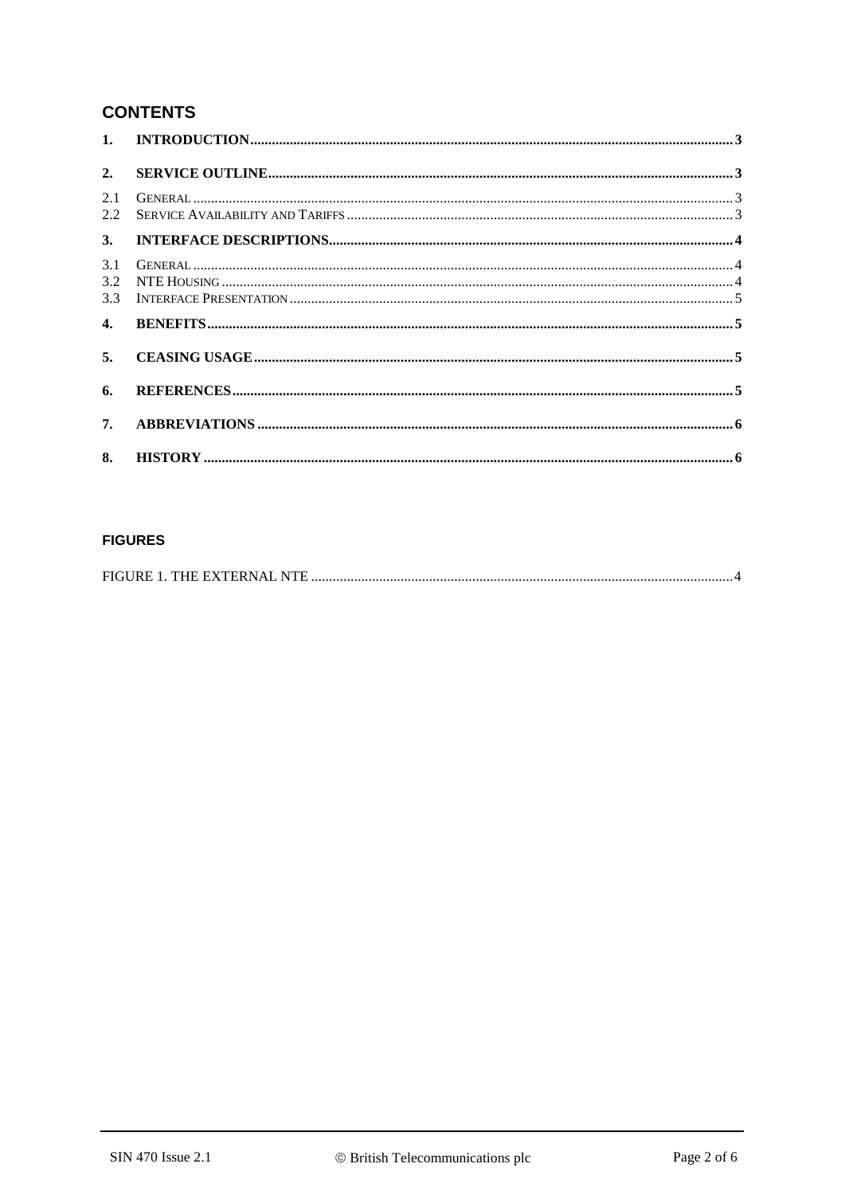## CONTENTS

| | | |
|---|---|---|
| **1.** | **INTRODUCTION** | **3** |
| **2.** | **SERVICE OUTLINE** | **3** |
| 2.1 | GENERAL | 3 |
| 2.2 | SERVICE AVAILABILITY AND TARIFFS | 3 |
| **3.** | **INTERFACE DESCRIPTIONS** | **4** |
| 3.1 | GENERAL | 4 |
| 3.2 | NTE HOUSING | 4 |
| 3.3 | INTERFACE PRESENTATION | 5 |
| **4.** | **BENEFITS** | **5** |
| **5.** | **CEASING USAGE** | **5** |
| **6.** | **REFERENCES** | **5** |
| **7.** | **ABBREVIATIONS** | **6** |
| **8.** | **HISTORY** | **6** |

### FIGURES

| | |
|---|---|
| FIGURE 1. THE EXTERNAL NTE | 4 |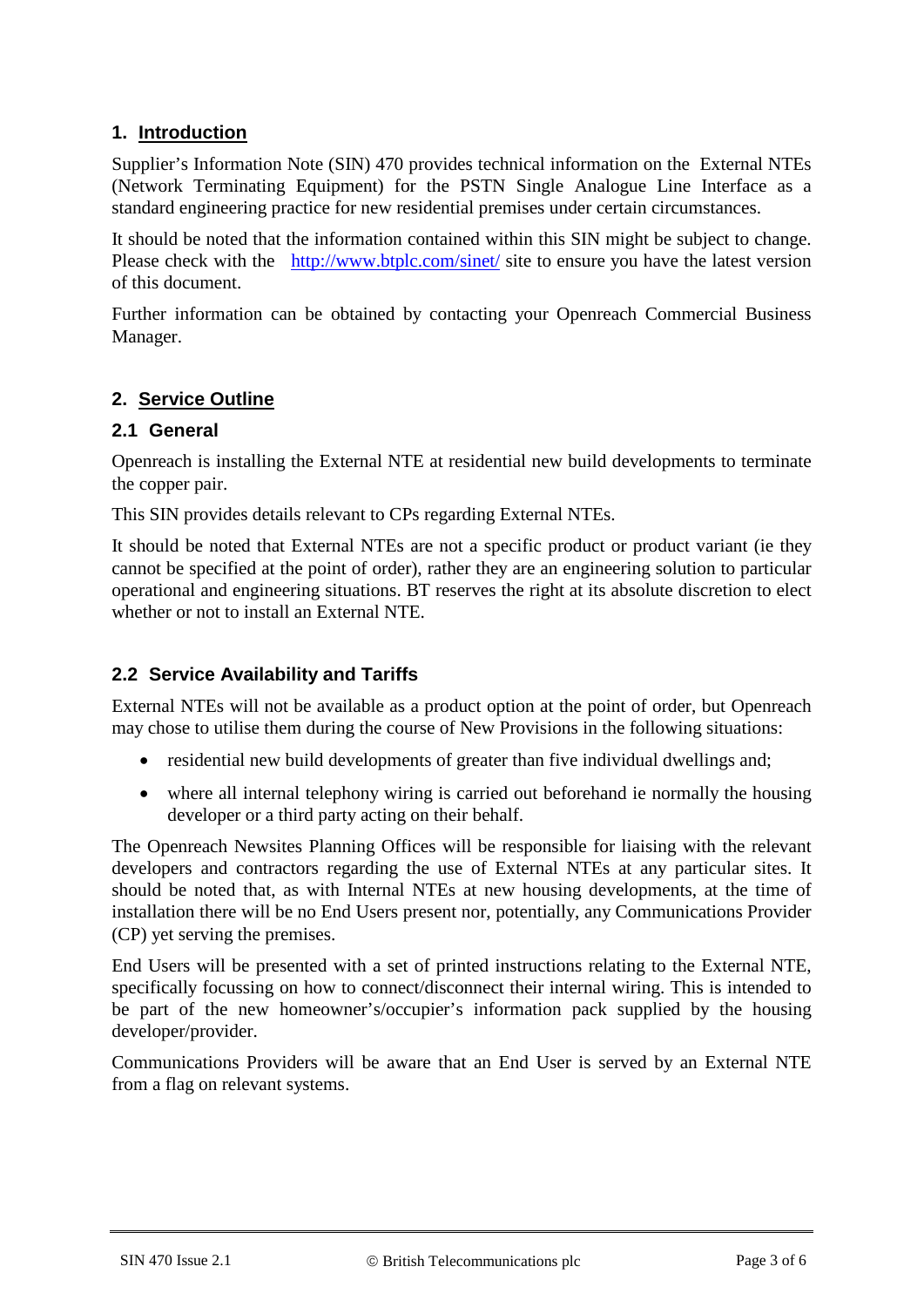## 1. Introduction

Supplier's Information Note (SIN) 470 provides technical information on the External NTEs (Network Terminating Equipment) for the PSTN Single Analogue Line Interface as a standard engineering practice for new residential premises under certain circumstances.

It should be noted that the information contained within this SIN might be subject to change. Please check with the http://www.btplc.com/sinet/ site to ensure you have the latest version of this document.

Further information can be obtained by contacting your Openreach Commercial Business Manager.

## 2. Service Outline

### 2.1 General

Openreach is installing the External NTE at residential new build developments to terminate the copper pair.

This SIN provides details relevant to CPs regarding External NTEs.

It should be noted that External NTEs are not a specific product or product variant (ie they cannot be specified at the point of order), rather they are an engineering solution to particular operational and engineering situations. BT reserves the right at its absolute discretion to elect whether or not to install an External NTE.

### 2.2 Service Availability and Tariffs

External NTEs will not be available as a product option at the point of order, but Openreach may chose to utilise them during the course of New Provisions in the following situations:

- residential new build developments of greater than five individual dwellings and;
- where all internal telephony wiring is carried out beforehand ie normally the housing developer or a third party acting on their behalf.

The Openreach Newsites Planning Offices will be responsible for liaising with the relevant developers and contractors regarding the use of External NTEs at any particular sites. It should be noted that, as with Internal NTEs at new housing developments, at the time of installation there will be no End Users present nor, potentially, any Communications Provider (CP) yet serving the premises.

End Users will be presented with a set of printed instructions relating to the External NTE, specifically focussing on how to connect/disconnect their internal wiring. This is intended to be part of the new homeowner's/occupier's information pack supplied by the housing developer/provider.

Communications Providers will be aware that an End User is served by an External NTE from a flag on relevant systems.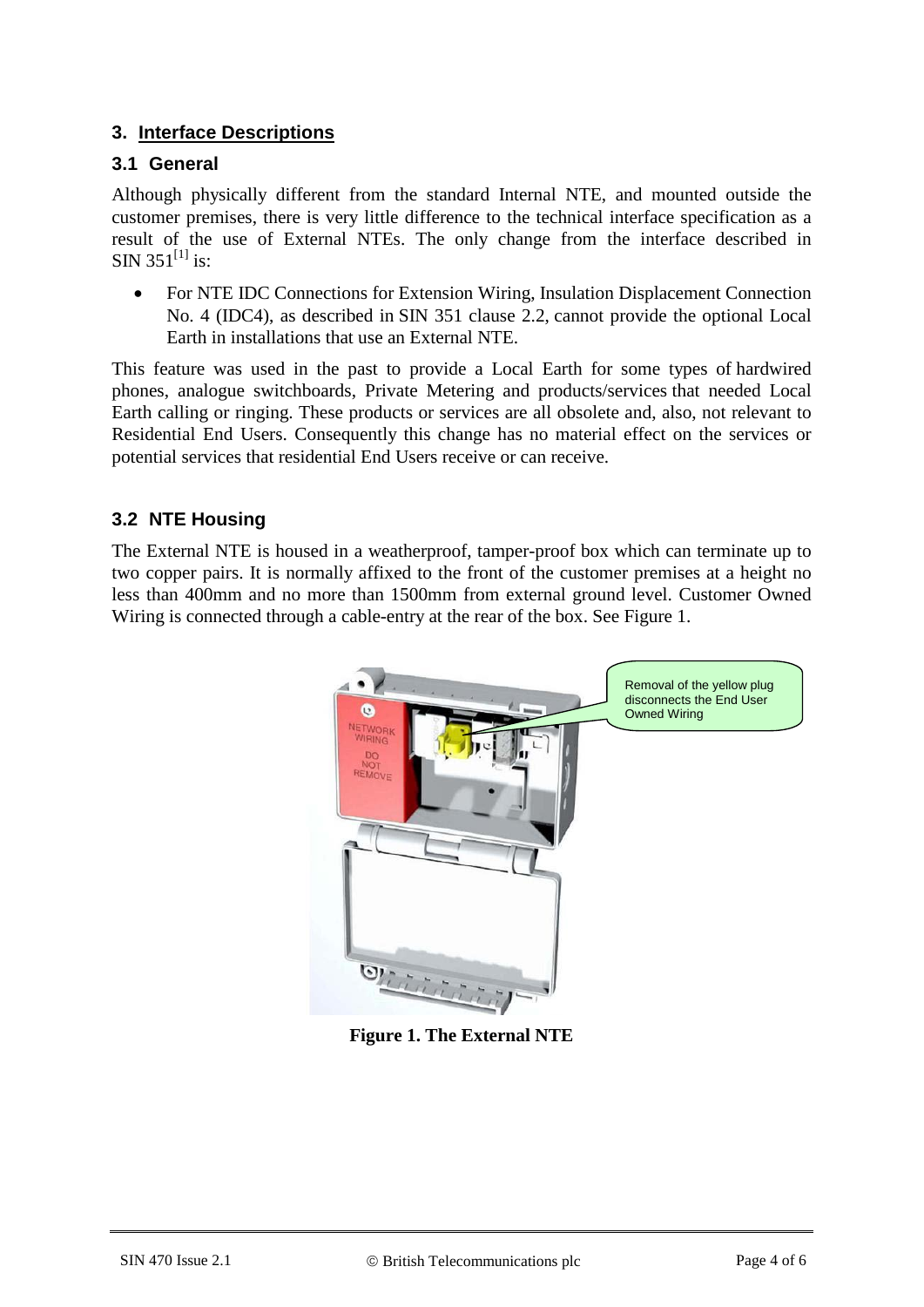## 3. Interface Descriptions

### 3.1 General

Although physically different from the standard Internal NTE, and mounted outside the customer premises, there is very little difference to the technical interface specification as a result of the use of External NTEs. The only change from the interface described in SIN 351[1] is:

- For NTE IDC Connections for Extension Wiring, Insulation Displacement Connection No. 4 (IDC4), as described in SIN 351 clause 2.2, cannot provide the optional Local Earth in installations that use an External NTE.

This feature was used in the past to provide a Local Earth for some types of hardwired phones, analogue switchboards, Private Metering and products/services that needed Local Earth calling or ringing. These products or services are all obsolete and, also, not relevant to Residential End Users. Consequently this change has no material effect on the services or potential services that residential End Users receive or can receive.

### 3.2 NTE Housing

The External NTE is housed in a weatherproof, tamper-proof box which can terminate up to two copper pairs. It is normally affixed to the front of the customer premises at a height no less than 400mm and no more than 1500mm from external ground level. Customer Owned Wiring is connected through a cable-entry at the rear of the box. See Figure 1.

Removal of the yellow plug disconnects the End User Owned Wiring

**Figure 1. The External NTE**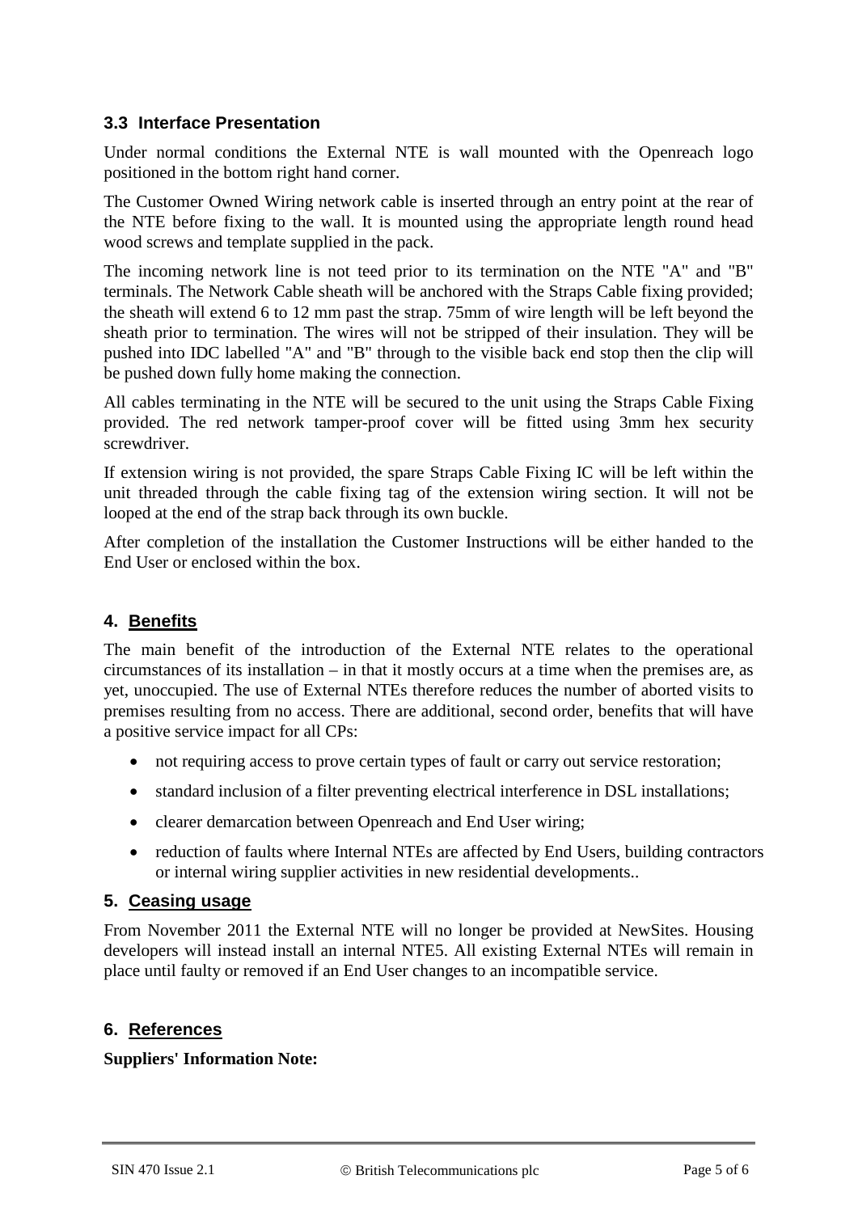### 3.3 Interface Presentation

Under normal conditions the External NTE is wall mounted with the Openreach logo positioned in the bottom right hand corner.

The Customer Owned Wiring network cable is inserted through an entry point at the rear of the NTE before fixing to the wall. It is mounted using the appropriate length round head wood screws and template supplied in the pack.

The incoming network line is not teed prior to its termination on the NTE "A" and "B" terminals. The Network Cable sheath will be anchored with the Straps Cable fixing provided; the sheath will extend 6 to 12 mm past the strap. 75mm of wire length will be left beyond the sheath prior to termination. The wires will not be stripped of their insulation. They will be pushed into IDC labelled "A" and "B" through to the visible back end stop then the clip will be pushed down fully home making the connection.

All cables terminating in the NTE will be secured to the unit using the Straps Cable Fixing provided. The red network tamper-proof cover will be fitted using 3mm hex security screwdriver.

If extension wiring is not provided, the spare Straps Cable Fixing IC will be left within the unit threaded through the cable fixing tag of the extension wiring section. It will not be looped at the end of the strap back through its own buckle.

After completion of the installation the Customer Instructions will be either handed to the End User or enclosed within the box.

## 4. Benefits

The main benefit of the introduction of the External NTE relates to the operational circumstances of its installation – in that it mostly occurs at a time when the premises are, as yet, unoccupied. The use of External NTEs therefore reduces the number of aborted visits to premises resulting from no access. There are additional, second order, benefits that will have a positive service impact for all CPs:

- not requiring access to prove certain types of fault or carry out service restoration;
- standard inclusion of a filter preventing electrical interference in DSL installations;
- clearer demarcation between Openreach and End User wiring;
- reduction of faults where Internal NTEs are affected by End Users, building contractors or internal wiring supplier activities in new residential developments..

## 5. Ceasing usage

From November 2011 the External NTE will no longer be provided at NewSites. Housing developers will instead install an internal NTE5. All existing External NTEs will remain in place until faulty or removed if an End User changes to an incompatible service.

## 6. References

**Suppliers' Information Note:**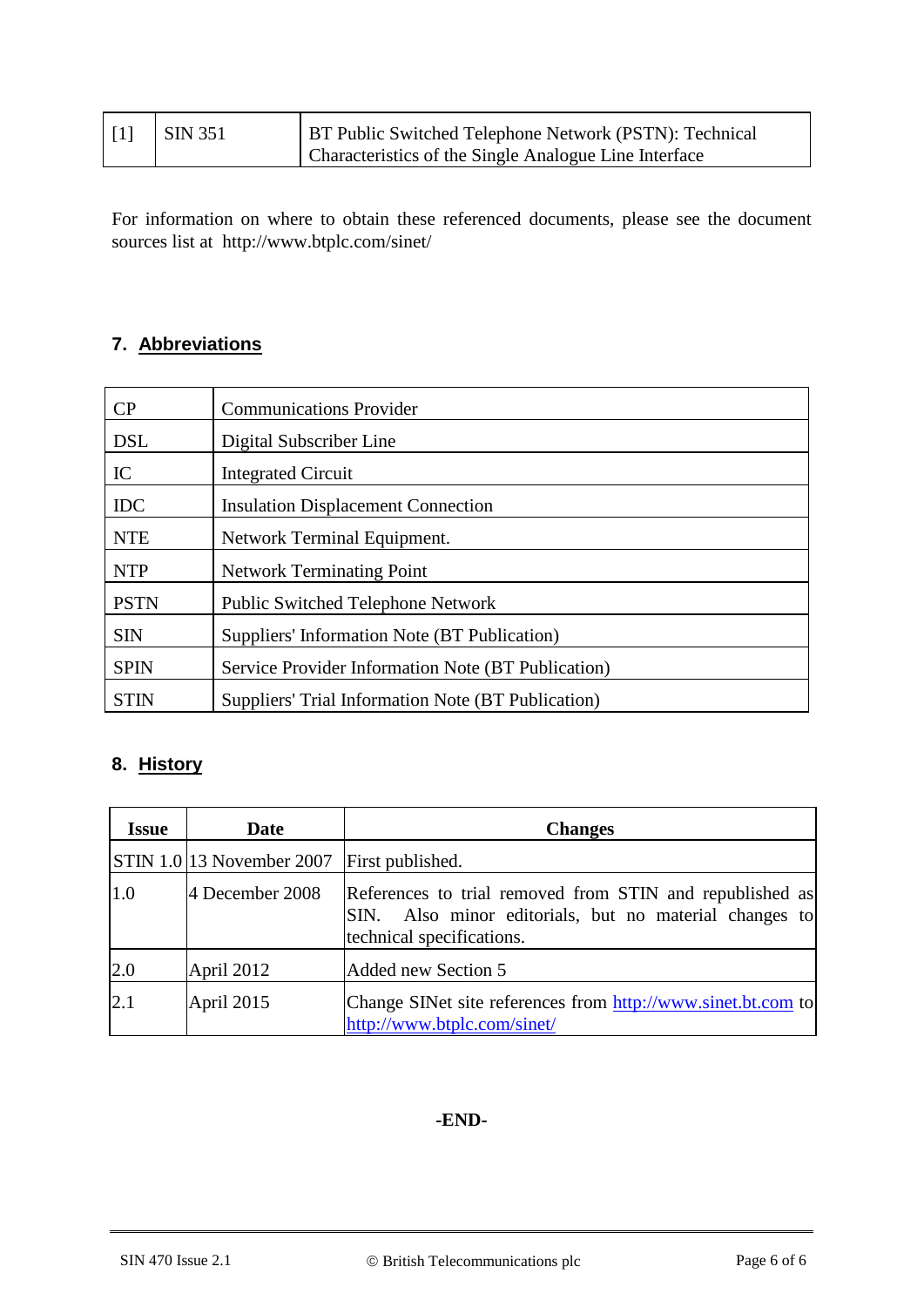| | | |
|---|---|---|
| [1] | SIN 351 | BT Public Switched Telephone Network (PSTN): Technical Characteristics of the Single Analogue Line Interface |

For information on where to obtain these referenced documents, please see the document sources list at http://www.btplc.com/sinet/

## 7. Abbreviations

| | |
|---|---|
| CP | Communications Provider |
| DSL | Digital Subscriber Line |
| IC | Integrated Circuit |
| IDC | Insulation Displacement Connection |
| NTE | Network Terminal Equipment. |
| NTP | Network Terminating Point |
| PSTN | Public Switched Telephone Network |
| SIN | Suppliers' Information Note (BT Publication) |
| SPIN | Service Provider Information Note (BT Publication) |
| STIN | Suppliers' Trial Information Note (BT Publication) |

## 8. History

| Issue | Date | Changes |
|---|---|---|
| STIN 1.0 | 13 November 2007 | First published. |
| 1.0 | 4 December 2008 | References to trial removed from STIN and republished as SIN. Also minor editorials, but no material changes to technical specifications. |
| 2.0 | April 2012 | Added new Section 5 |
| 2.1 | April 2015 | Change SINet site references from http://www.sinet.bt.com to http://www.btplc.com/sinet/ |

**-END-**